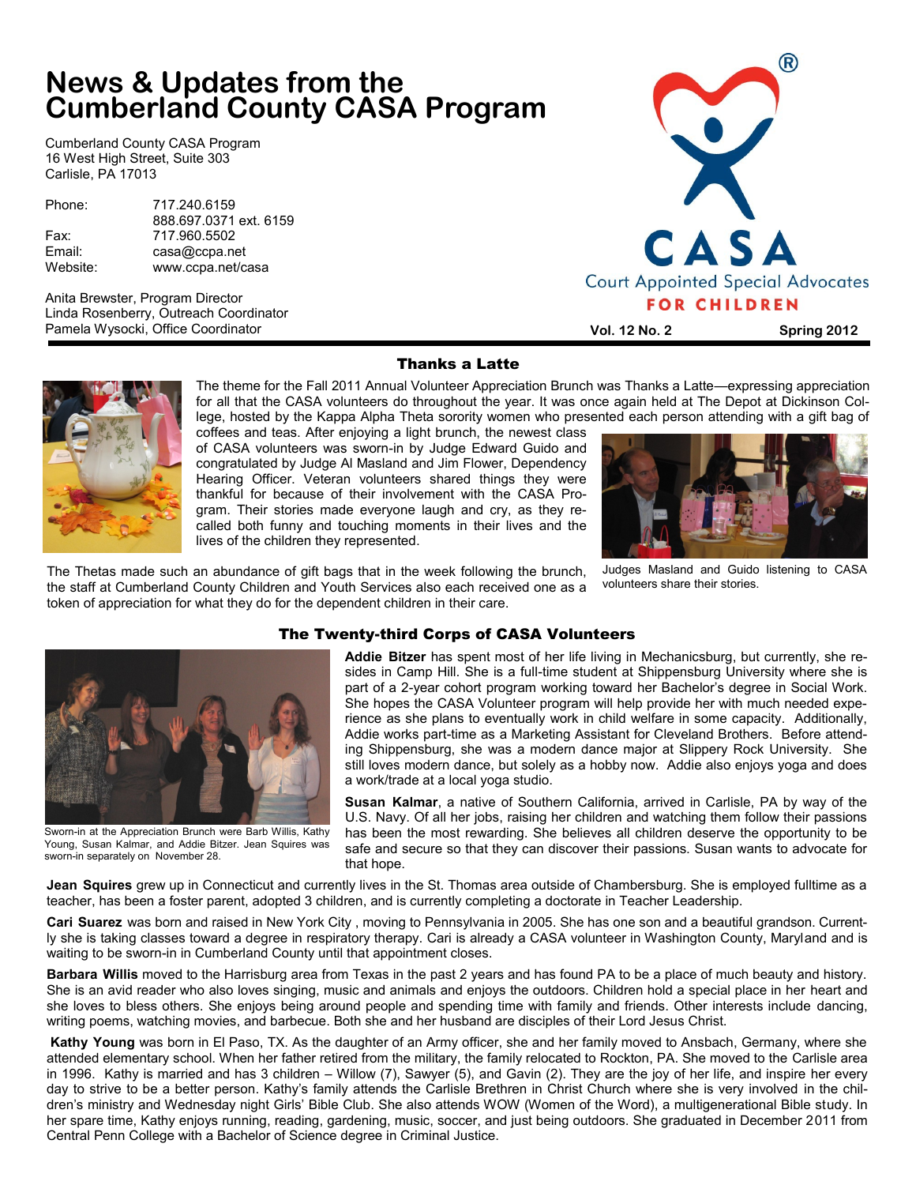# News & Updates from the Cumberland County CASA Program

Cumberland County CASA Program
16 West High Street, Suite 303
Carlisle, PA 17013

| | |
|---|---|
| Phone: | 717.240.6159 |
| | 888.697.0371 ext. 6159 |
| Fax: | 717.960.5502 |
| Email: | casa@ccpa.net |
| Website: | www.ccpa.net/casa |

Anita Brewster, Program Director
Linda Rosenberry, Outreach Coordinator
Pamela Wysocki, Office Coordinator

CASA®
Court Appointed Special Advocates
FOR CHILDREN

**Vol. 12 No. 2** **Spring 2012**

## Thanks a Latte

The theme for the Fall 2011 Annual Volunteer Appreciation Brunch was Thanks a Latte—expressing appreciation for all that the CASA volunteers do throughout the year. It was once again held at The Depot at Dickinson College, hosted by the Kappa Alpha Theta sorority women who presented each person attending with a gift bag of coffees and teas. After enjoying a light brunch, the newest class of CASA volunteers was sworn-in by Judge Edward Guido and congratulated by Judge Al Masland and Jim Flower, Dependency Hearing Officer. Veteran volunteers shared things they were thankful for because of their involvement with the CASA Program. Their stories made everyone laugh and cry, as they recalled both funny and touching moments in their lives and the lives of the children they represented.

The Thetas made such an abundance of gift bags that in the week following the brunch, the staff at Cumberland County Children and Youth Services also each received one as a token of appreciation for what they do for the dependent children in their care.

Judges Masland and Guido listening to CASA volunteers share their stories.

## The Twenty-third Corps of CASA Volunteers

Sworn-in at the Appreciation Brunch were Barb Willis, Kathy Young, Susan Kalmar, and Addie Bitzer. Jean Squires was sworn-in separately on November 28.

**Addie Bitzer** has spent most of her life living in Mechanicsburg, but currently, she resides in Camp Hill. She is a full-time student at Shippensburg University where she is part of a 2-year cohort program working toward her Bachelor's degree in Social Work. She hopes the CASA Volunteer program will help provide her with much needed experience as she plans to eventually work in child welfare in some capacity. Additionally, Addie works part-time as a Marketing Assistant for Cleveland Brothers. Before attending Shippensburg, she was a modern dance major at Slippery Rock University. She still loves modern dance, but solely as a hobby now. Addie also enjoys yoga and does a work/trade at a local yoga studio.

**Susan Kalmar**, a native of Southern California, arrived in Carlisle, PA by way of the U.S. Navy. Of all her jobs, raising her children and watching them follow their passions has been the most rewarding. She believes all children deserve the opportunity to be safe and secure so that they can discover their passions. Susan wants to advocate for that hope.

**Jean Squires** grew up in Connecticut and currently lives in the St. Thomas area outside of Chambersburg. She is employed fulltime as a teacher, has been a foster parent, adopted 3 children, and is currently completing a doctorate in Teacher Leadership.

**Cari Suarez** was born and raised in New York City , moving to Pennsylvania in 2005. She has one son and a beautiful grandson. Currently she is taking classes toward a degree in respiratory therapy. Cari is already a CASA volunteer in Washington County, Maryland and is waiting to be sworn-in in Cumberland County until that appointment closes.

**Barbara Willis** moved to the Harrisburg area from Texas in the past 2 years and has found PA to be a place of much beauty and history. She is an avid reader who also loves singing, music and animals and enjoys the outdoors. Children hold a special place in her heart and she loves to bless others. She enjoys being around people and spending time with family and friends. Other interests include dancing, writing poems, watching movies, and barbecue. Both she and her husband are disciples of their Lord Jesus Christ.

**Kathy Young** was born in El Paso, TX. As the daughter of an Army officer, she and her family moved to Ansbach, Germany, where she attended elementary school. When her father retired from the military, the family relocated to Rockton, PA. She moved to the Carlisle area in 1996. Kathy is married and has 3 children – Willow (7), Sawyer (5), and Gavin (2). They are the joy of her life, and inspire her every day to strive to be a better person. Kathy's family attends the Carlisle Brethren in Christ Church where she is very involved in the children's ministry and Wednesday night Girls' Bible Club. She also attends WOW (Women of the Word), a multigenerational Bible study. In her spare time, Kathy enjoys running, reading, gardening, music, soccer, and just being outdoors. She graduated in December 2011 from Central Penn College with a Bachelor of Science degree in Criminal Justice.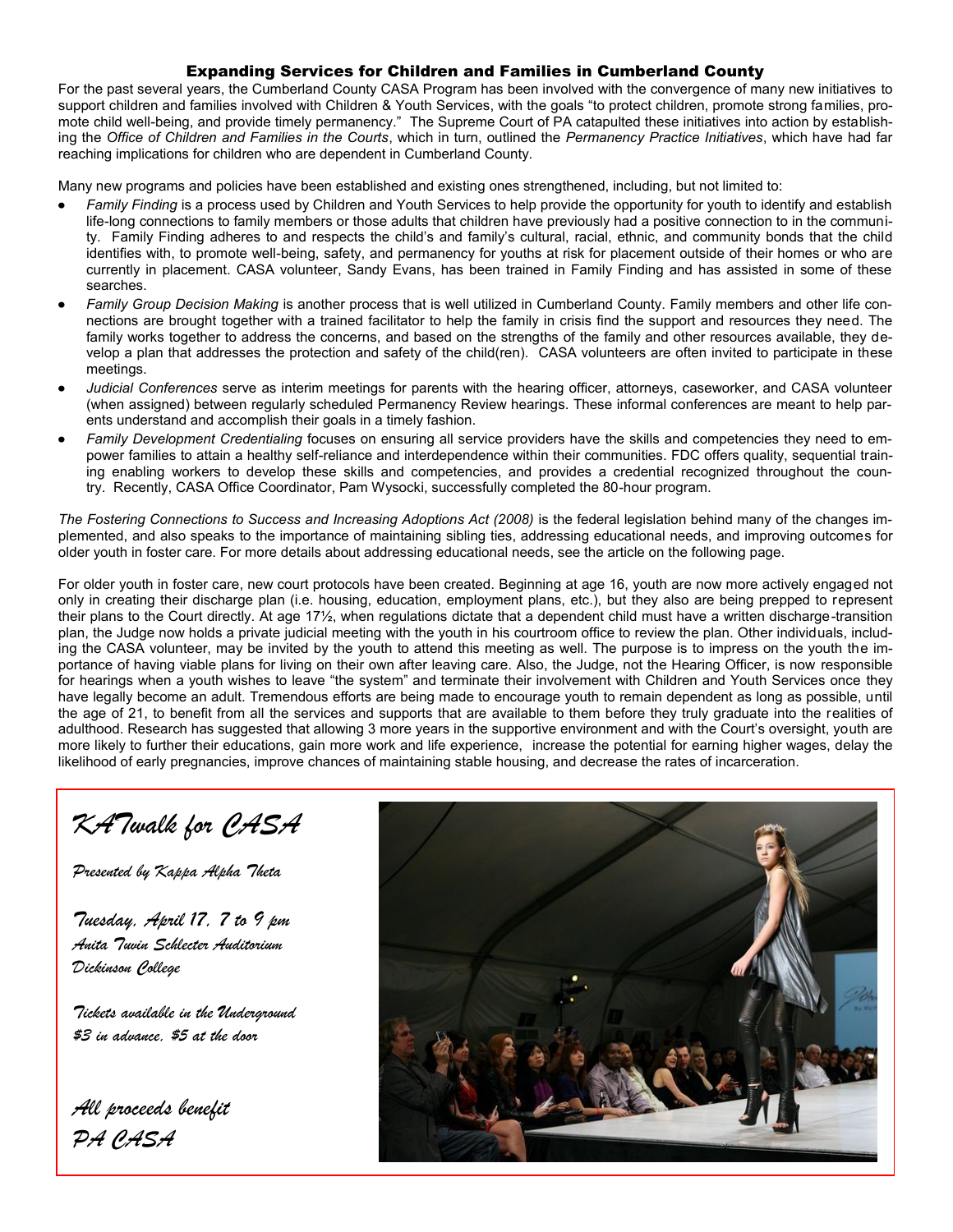## Expanding Services for Children and Families in Cumberland County

For the past several years, the Cumberland County CASA Program has been involved with the convergence of many new initiatives to support children and families involved with Children & Youth Services, with the goals "to protect children, promote strong families, promote child well-being, and provide timely permanency." The Supreme Court of PA catapulted these initiatives into action by establishing the *Office of Children and Families in the Courts*, which in turn, outlined the *Permanency Practice Initiatives*, which have had far reaching implications for children who are dependent in Cumberland County.

Many new programs and policies have been established and existing ones strengthened, including, but not limited to:

- *Family Finding* is a process used by Children and Youth Services to help provide the opportunity for youth to identify and establish life-long connections to family members or those adults that children have previously had a positive connection to in the community. Family Finding adheres to and respects the child's and family's cultural, racial, ethnic, and community bonds that the child identifies with, to promote well-being, safety, and permanency for youths at risk for placement outside of their homes or who are currently in placement. CASA volunteer, Sandy Evans, has been trained in Family Finding and has assisted in some of these searches.
- *Family Group Decision Making* is another process that is well utilized in Cumberland County. Family members and other life connections are brought together with a trained facilitator to help the family in crisis find the support and resources they need. The family works together to address the concerns, and based on the strengths of the family and other resources available, they develop a plan that addresses the protection and safety of the child(ren). CASA volunteers are often invited to participate in these meetings.
- *Judicial Conferences* serve as interim meetings for parents with the hearing officer, attorneys, caseworker, and CASA volunteer (when assigned) between regularly scheduled Permanency Review hearings. These informal conferences are meant to help parents understand and accomplish their goals in a timely fashion.
- *Family Development Credentialing* focuses on ensuring all service providers have the skills and competencies they need to empower families to attain a healthy self-reliance and interdependence within their communities. FDC offers quality, sequential training enabling workers to develop these skills and competencies, and provides a credential recognized throughout the country. Recently, CASA Office Coordinator, Pam Wysocki, successfully completed the 80-hour program.

*The Fostering Connections to Success and Increasing Adoptions Act (2008)* is the federal legislation behind many of the changes implemented, and also speaks to the importance of maintaining sibling ties, addressing educational needs, and improving outcomes for older youth in foster care. For more details about addressing educational needs, see the article on the following page.

For older youth in foster care, new court protocols have been created. Beginning at age 16, youth are now more actively engaged not only in creating their discharge plan (i.e. housing, education, employment plans, etc.), but they also are being prepped to represent their plans to the Court directly. At age 17½, when regulations dictate that a dependent child must have a written discharge-transition plan, the Judge now holds a private judicial meeting with the youth in his courtroom office to review the plan. Other individuals, including the CASA volunteer, may be invited by the youth to attend this meeting as well. The purpose is to impress on the youth the importance of having viable plans for living on their own after leaving care. Also, the Judge, not the Hearing Officer, is now responsible for hearings when a youth wishes to leave "the system" and terminate their involvement with Children and Youth Services once they have legally become an adult. Tremendous efforts are being made to encourage youth to remain dependent as long as possible, until the age of 21, to benefit from all the services and supports that are available to them before they truly graduate into the realities of adulthood. Research has suggested that allowing 3 more years in the supportive environment and with the Court's oversight, youth are more likely to further their educations, gain more work and life experience, increase the potential for earning higher wages, delay the likelihood of early pregnancies, improve chances of maintaining stable housing, and decrease the rates of incarceration.

## *KATwalk for CASA*

*Presented by Kappa Alpha Theta*

*Tuesday, April 17, 7 to 9 pm*
*Anita Tuvin Schlecter Auditorium*
*Dickinson College*

*Tickets available in the Underground*
*$3 in advance, $5 at the door*

*All proceeds benefit*
*PA CASA*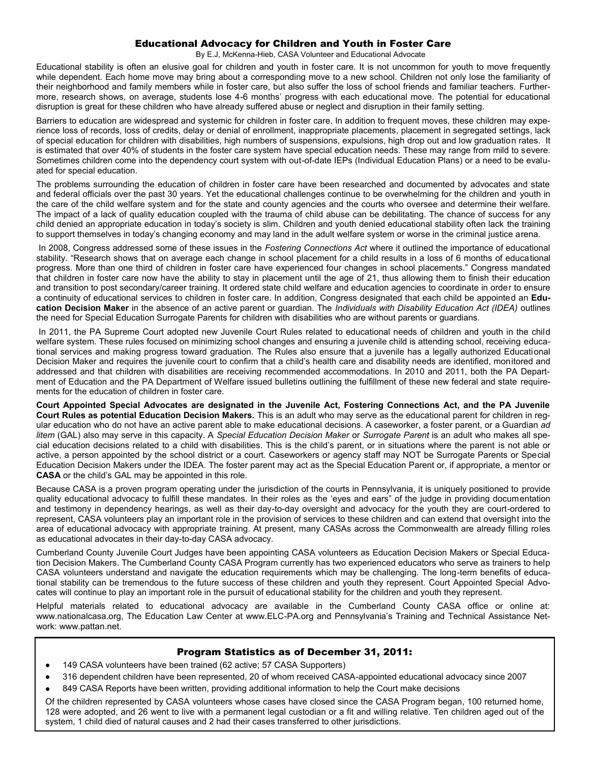## Educational Advocacy for Children and Youth in Foster Care

By E.J, McKenna-Hieb, CASA Volunteer and Educational Advocate

Educational stability is often an elusive goal for children and youth in foster care. It is not uncommon for youth to move frequently while dependent. Each home move may bring about a corresponding move to a new school. Children not only lose the familiarity of their neighborhood and family members while in foster care, but also suffer the loss of school friends and familiar teachers. Furthermore, research shows, on average, students lose 4-6 months' progress with each educational move. The potential for educational disruption is great for these children who have already suffered abuse or neglect and disruption in their family setting.

Barriers to education are widespread and systemic for children in foster care. In addition to frequent moves, these children may experience loss of records, loss of credits, delay or denial of enrollment, inappropriate placements, placement in segregated settings, lack of special education for children with disabilities, high numbers of suspensions, expulsions, high drop out and low graduation rates. It is estimated that over 40% of students in the foster care system have special education needs. These may range from mild to severe. Sometimes children come into the dependency court system with out-of-date IEPs (Individual Education Plans) or a need to be evaluated for special education.

The problems surrounding the education of children in foster care have been researched and documented by advocates and state and federal officials over the past 30 years. Yet the educational challenges continue to be overwhelming for the children and youth in the care of the child welfare system and for the state and county agencies and the courts who oversee and determine their welfare. The impact of a lack of quality education coupled with the trauma of child abuse can be debilitating. The chance of success for any child denied an appropriate education in today's society is slim. Children and youth denied educational stability often lack the training to support themselves in today's changing economy and may land in the adult welfare system or worse in the criminal justice arena.

In 2008, Congress addressed some of these issues in the *Fostering Connections Act* where it outlined the importance of educational stability. "Research shows that on average each change in school placement for a child results in a loss of 6 months of educational progress. More than one third of children in foster care have experienced four changes in school placements." Congress mandated that children in foster care now have the ability to stay in placement until the age of 21, thus allowing them to finish their education and transition to post secondary/career training. It ordered state child welfare and education agencies to coordinate in order to ensure a continuity of educational services to children in foster care. In addition, Congress designated that each child be appointed an **Education Decision Maker** in the absence of an active parent or guardian. The *Individuals with Disability Education Act (IDEA)* outlines the need for Special Education Surrogate Parents for children with disabilities who are without parents or guardians.

In 2011, the PA Supreme Court adopted new Juvenile Court Rules related to educational needs of children and youth in the child welfare system. These rules focused on minimizing school changes and ensuring a juvenile child is attending school, receiving educational services and making progress toward graduation. The Rules also ensure that a juvenile has a legally authorized Educational Decision Maker and requires the juvenile court to confirm that a child's health care and disability needs are identified, monitored and addressed and that children with disabilities are receiving recommended accommodations. In 2010 and 2011, both the PA Department of Education and the PA Department of Welfare issued bulletins outlining the fulfillment of these new federal and state requirements for the education of children in foster care.

**Court Appointed Special Advocates are designated in the Juvenile Act, Fostering Connections Act, and the PA Juvenile Court Rules as potential Education Decision Makers.** This is an adult who may serve as the educational parent for children in regular education who do not have an active parent able to make educational decisions. A caseworker, a foster parent, or a Guardian *ad litem* (GAL) also may serve in this capacity. A *Special Education Decision Maker* or *Surrogate Parent* is an adult who makes all special education decisions related to a child with disabilities. This is the child's parent, or in situations where the parent is not able or active, a person appointed by the school district or a court. Caseworkers or agency staff may NOT be Surrogate Parents or Special Education Decision Makers under the IDEA. The foster parent may act as the Special Education Parent or, if appropriate, a mentor or **CASA** or the child's GAL may be appointed in this role.

Because CASA is a proven program operating under the jurisdiction of the courts in Pennsylvania, it is uniquely positioned to provide quality educational advocacy to fulfill these mandates. In their roles as the 'eyes and ears" of the judge in providing documentation and testimony in dependency hearings, as well as their day-to-day oversight and advocacy for the youth they are court-ordered to represent, CASA volunteers play an important role in the provision of services to these children and can extend that oversight into the area of educational advocacy with appropriate training. At present, many CASAs across the Commonwealth are already filling roles as educational advocates in their day-to-day CASA advocacy.

Cumberland County Juvenile Court Judges have been appointing CASA volunteers as Education Decision Makers or Special Education Decision Makers. The Cumberland County CASA Program currently has two experienced educators who serve as trainers to help CASA volunteers understand and navigate the education requirements which may be challenging. The long-term benefits of educational stability can be tremendous to the future success of these children and youth they represent. Court Appointed Special Advocates will continue to play an important role in the pursuit of educational stability for the children and youth they represent.

Helpful materials related to educational advocacy are available in the Cumberland County CASA office or online at: www.nationalcasa.org, The Education Law Center at www.ELC-PA.org and Pennsylvania's Training and Technical Assistance Network: www.pattan.net.

### Program Statistics as of December 31, 2011:

- 149 CASA volunteers have been trained (62 active; 57 CASA Supporters)
- 316 dependent children have been represented, 20 of whom received CASA-appointed educational advocacy since 2007
- 849 CASA Reports have been written, providing additional information to help the Court make decisions

Of the children represented by CASA volunteers whose cases have closed since the CASA Program began, 100 returned home, 128 were adopted, and 26 went to live with a permanent legal custodian or a fit and willing relative. Ten children aged out of the system, 1 child died of natural causes and 2 had their cases transferred to other jurisdictions.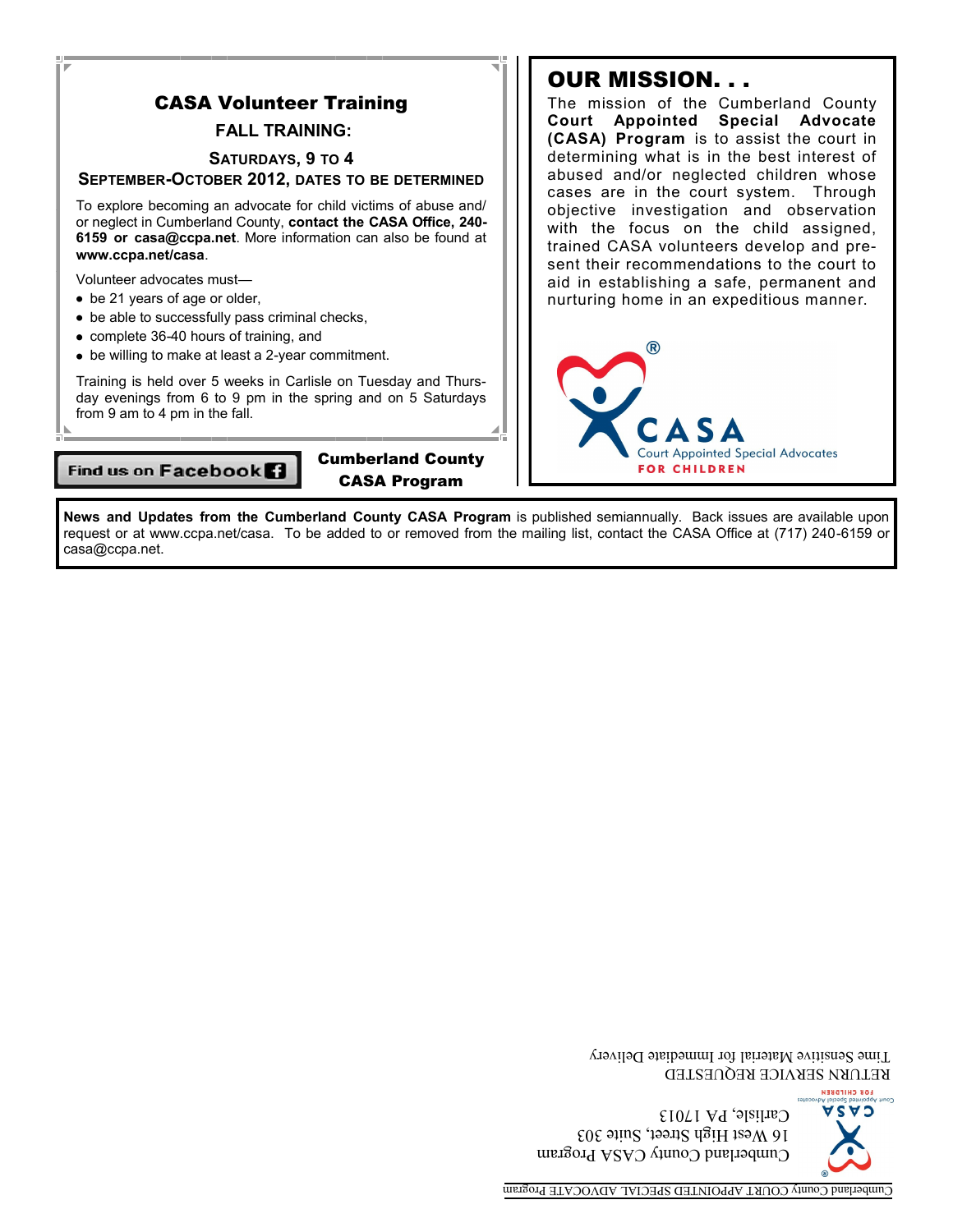## CASA Volunteer Training

**FALL TRAINING:**

**SATURDAYS, 9 TO 4**

**SEPTEMBER-OCTOBER 2012, DATES TO BE DETERMINED**

To explore becoming an advocate for child victims of abuse and/or neglect in Cumberland County, **contact the CASA Office, 240-6159 or casa@ccpa.net**. More information can also be found at **www.ccpa.net/casa**.

Volunteer advocates must—

- be 21 years of age or older,
- be able to successfully pass criminal checks,
- complete 36-40 hours of training, and
- be willing to make at least a 2-year commitment.

Training is held over 5 weeks in Carlisle on Tuesday and Thursday evenings from 6 to 9 pm in the spring and on 5 Saturdays from 9 am to 4 pm in the fall.

Find us on Facebook

**Cumberland County CASA Program**

## OUR MISSION. . .

The mission of the Cumberland County **Court Appointed Special Advocate (CASA) Program** is to assist the court in determining what is in the best interest of abused and/or neglected children whose cases are in the court system. Through objective investigation and observation with the focus on the child assigned, trained CASA volunteers develop and present their recommendations to the court to aid in establishing a safe, permanent and nurturing home in an expeditious manner.

CASA®
Court Appointed Special Advocates
FOR CHILDREN

**News and Updates from the Cumberland County CASA Program** is published semiannually. Back issues are available upon request or at www.ccpa.net/casa. To be added to or removed from the mailing list, contact the CASA Office at (717) 240-6159 or casa@ccpa.net.

Cumberland County COURT APPOINTED SPECIAL ADVOCATE Program

Cumberland County CASA Program
16 West High Street, Suite 303
Carlisle, PA 17013

RETURN SERVICE REQUESTED
Time Sensitive Material for Immediate Delivery